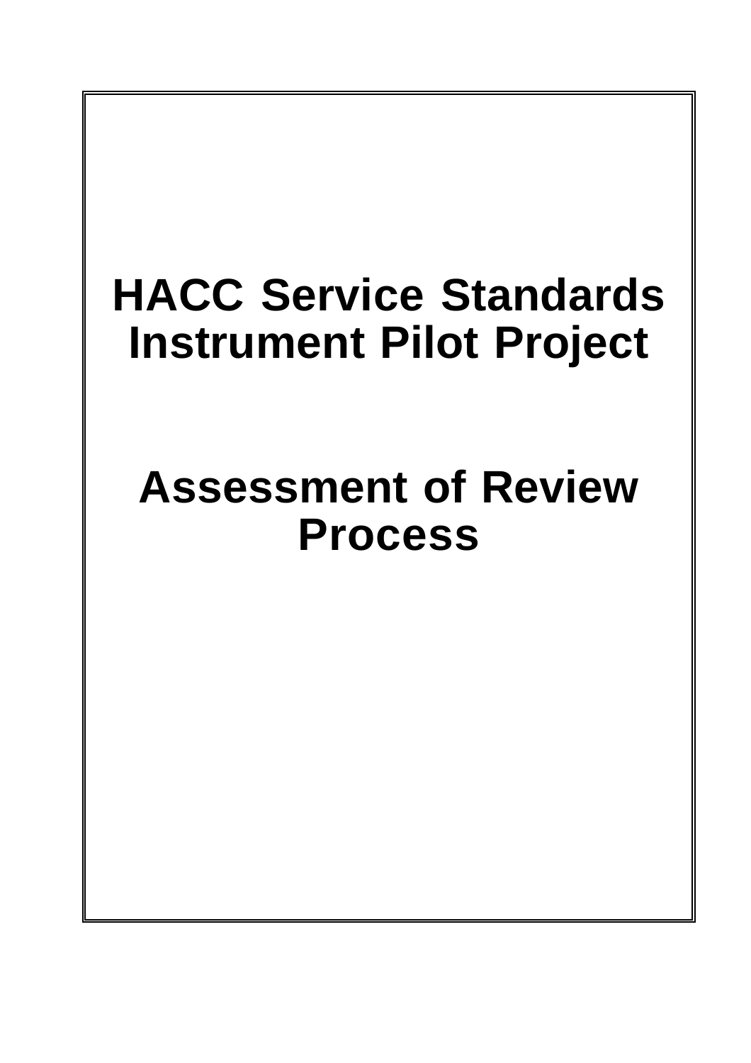# HACC Service Standards Instrument Pilot Project

# Assessment of Review Process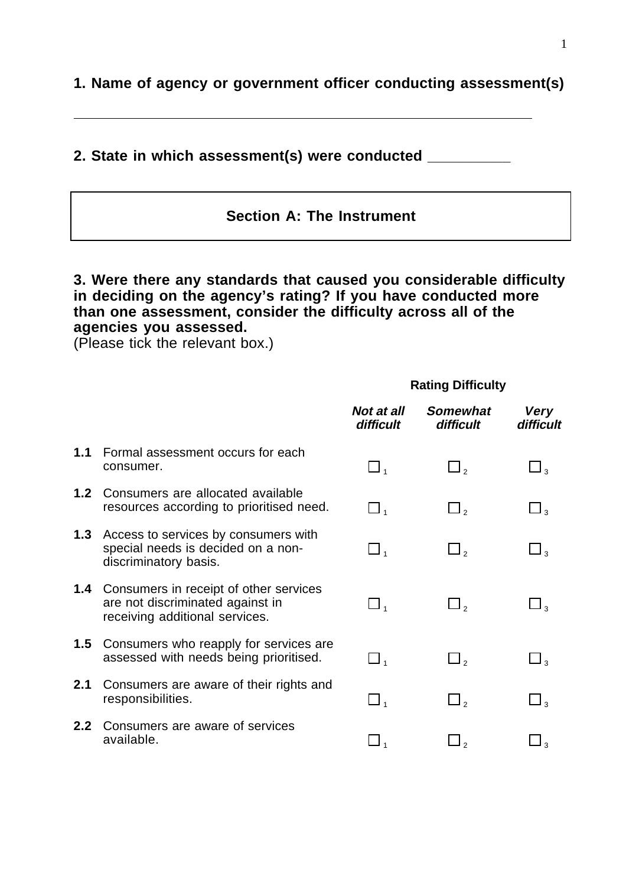**1. Name of agency or government officer conducting assessment(s)**

\_\_\_\_\_\_\_\_\_\_\_\_\_\_\_\_\_\_\_\_\_\_\_\_\_\_\_\_\_\_\_\_\_\_\_\_\_\_\_\_\_\_\_\_\_\_\_\_\_\_\_\_\_\_\_\_\_\_\_\_

**2. State in which assessment(s) were conducted \_\_\_\_\_\_\_\_\_\_**

## Section A: The Instrument

**3. Were there any standards that caused you considerable difficulty in deciding on the agency's rating? If you have conducted more than one assessment, consider the difficulty across all of the agencies you assessed.**
(Please tick the relevant box.)

| | | Rating Difficulty | | |
|---|---|---|---|---|
| | | ***Not at all difficult*** | ***Somewhat difficult*** | ***Very difficult*** |
| **1.1** | Formal assessment occurs for each consumer. | ☐ 1 | ☐ 2 | ☐ 3 |
| **1.2** | Consumers are allocated available resources according to prioritised need. | ☐ 1 | ☐ 2 | ☐ 3 |
| **1.3** | Access to services by consumers with special needs is decided on a non-discriminatory basis. | ☐ 1 | ☐ 2 | ☐ 3 |
| **1.4** | Consumers in receipt of other services are not discriminated against in receiving additional services. | ☐ 1 | ☐ 2 | ☐ 3 |
| **1.5** | Consumers who reapply for services are assessed with needs being prioritised. | ☐ 1 | ☐ 2 | ☐ 3 |
| **2.1** | Consumers are aware of their rights and responsibilities. | ☐ 1 | ☐ 2 | ☐ 3 |
| **2.2** | Consumers are aware of services available. | ☐ 1 | ☐ 2 | ☐ 3 |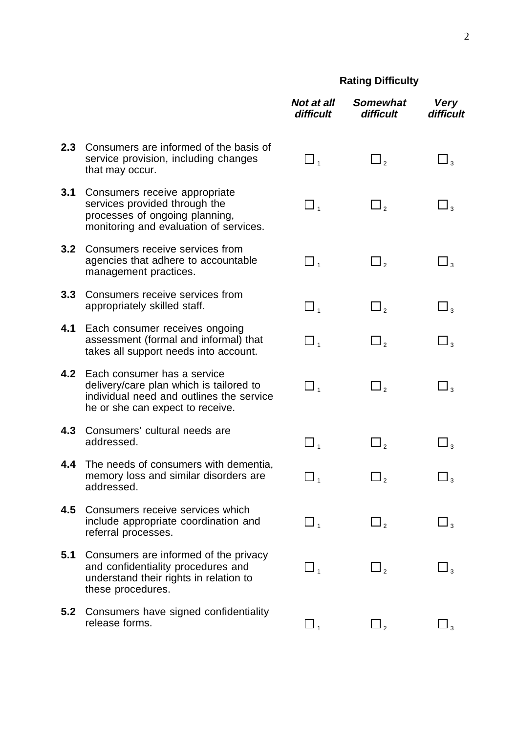| | | Rating Difficulty | | |
|---|---|---|---|---|
| | | ***Not at all difficult*** | ***Somewhat difficult*** | ***Very difficult*** |
| **2.3** | Consumers are informed of the basis of service provision, including changes that may occur. | ☐ 1 | ☐ 2 | ☐ 3 |
| **3.1** | Consumers receive appropriate services provided through the processes of ongoing planning, monitoring and evaluation of services. | ☐ 1 | ☐ 2 | ☐ 3 |
| **3.2** | Consumers receive services from agencies that adhere to accountable management practices. | ☐ 1 | ☐ 2 | ☐ 3 |
| **3.3** | Consumers receive services from appropriately skilled staff. | ☐ 1 | ☐ 2 | ☐ 3 |
| **4.1** | Each consumer receives ongoing assessment (formal and informal) that takes all support needs into account. | ☐ 1 | ☐ 2 | ☐ 3 |
| **4.2** | Each consumer has a service delivery/care plan which is tailored to individual need and outlines the service he or she can expect to receive. | ☐ 1 | ☐ 2 | ☐ 3 |
| **4.3** | Consumers' cultural needs are addressed. | ☐ 1 | ☐ 2 | ☐ 3 |
| **4.4** | The needs of consumers with dementia, memory loss and similar disorders are addressed. | ☐ 1 | ☐ 2 | ☐ 3 |
| **4.5** | Consumers receive services which include appropriate coordination and referral processes. | ☐ 1 | ☐ 2 | ☐ 3 |
| **5.1** | Consumers are informed of the privacy and confidentiality procedures and understand their rights in relation to these procedures. | ☐ 1 | ☐ 2 | ☐ 3 |
| **5.2** | Consumers have signed confidentiality release forms. | ☐ 1 | ☐ 2 | ☐ 3 |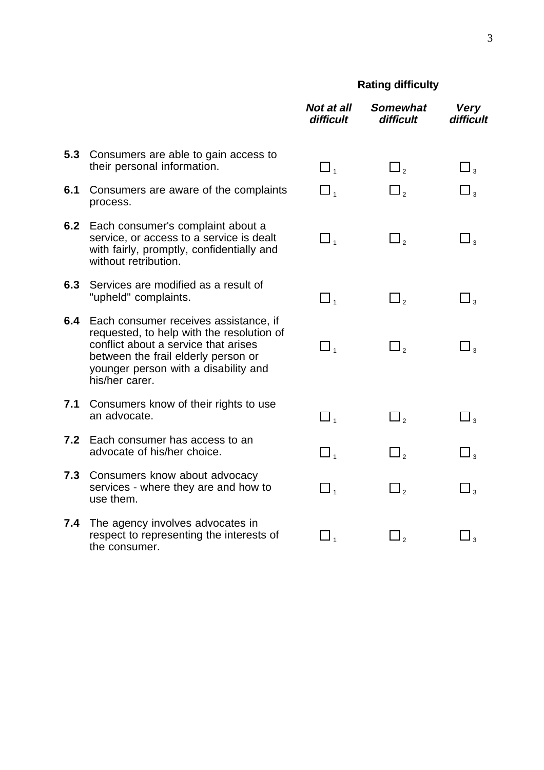| | | Rating difficulty | | |
|---|---|---|---|---|
| | | ***Not at all difficult*** | ***Somewhat difficult*** | ***Very difficult*** |
| **5.3** | Consumers are able to gain access to their personal information. | ☐ 1 | ☐ 2 | ☐ 3 |
| **6.1** | Consumers are aware of the complaints process. | ☐ 1 | ☐ 2 | ☐ 3 |
| **6.2** | Each consumer's complaint about a service, or access to a service is dealt with fairly, promptly, confidentially and without retribution. | ☐ 1 | ☐ 2 | ☐ 3 |
| **6.3** | Services are modified as a result of "upheld" complaints. | ☐ 1 | ☐ 2 | ☐ 3 |
| **6.4** | Each consumer receives assistance, if requested, to help with the resolution of conflict about a service that arises between the frail elderly person or younger person with a disability and his/her carer. | ☐ 1 | ☐ 2 | ☐ 3 |
| **7.1** | Consumers know of their rights to use an advocate. | ☐ 1 | ☐ 2 | ☐ 3 |
| **7.2** | Each consumer has access to an advocate of his/her choice. | ☐ 1 | ☐ 2 | ☐ 3 |
| **7.3** | Consumers know about advocacy services - where they are and how to use them. | ☐ 1 | ☐ 2 | ☐ 3 |
| **7.4** | The agency involves advocates in respect to representing the interests of the consumer. | ☐ 1 | ☐ 2 | ☐ 3 |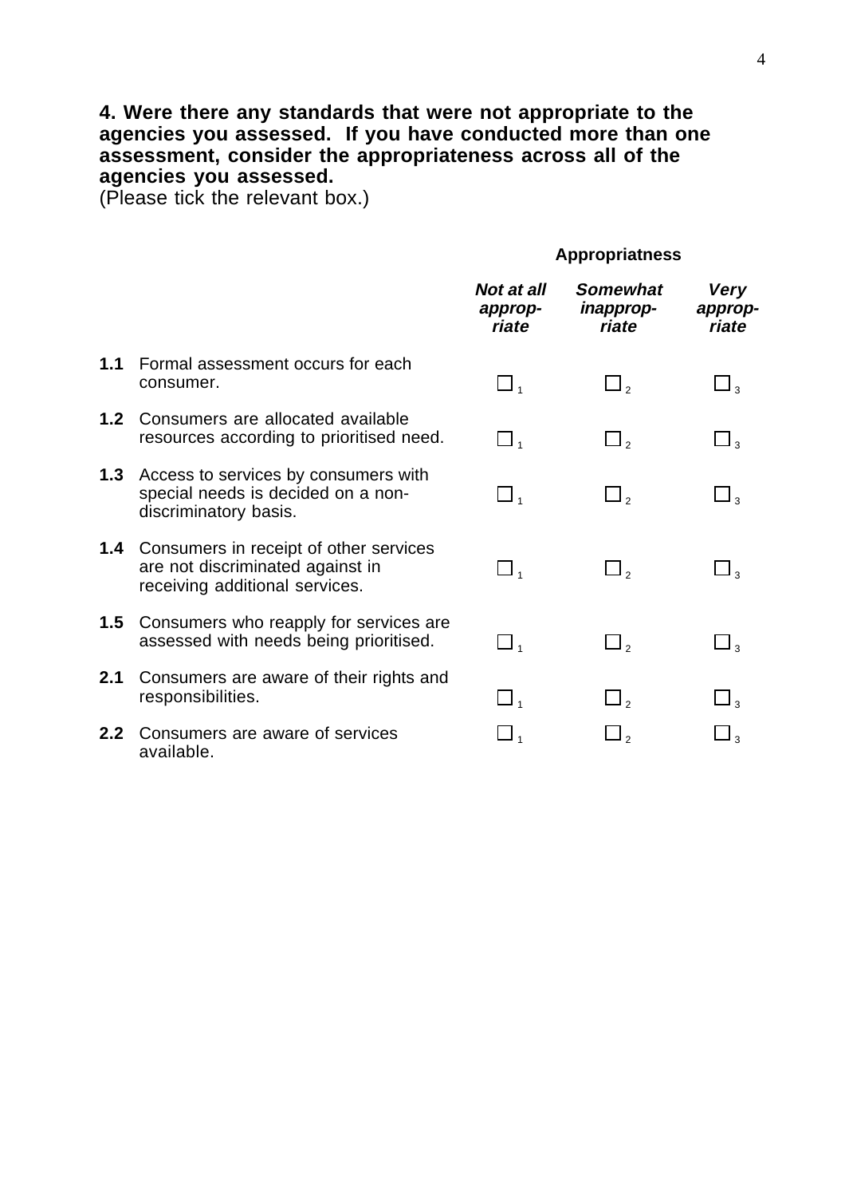**4. Were there any standards that were not appropriate to the agencies you assessed. If you have conducted more than one assessment, consider the appropriateness across all of the agencies you assessed.**
(Please tick the relevant box.)

| | | **Appropriatness** | | |
|---|---|---|---|---|
| | | ***Not at all approp-riate*** | ***Somewhat inapprop-riate*** | ***Very approp-riate*** |
| **1.1** | Formal assessment occurs for each consumer. | ☐ 1 | ☐ 2 | ☐ 3 |
| **1.2** | Consumers are allocated available resources according to prioritised need. | ☐ 1 | ☐ 2 | ☐ 3 |
| **1.3** | Access to services by consumers with special needs is decided on a non-discriminatory basis. | ☐ 1 | ☐ 2 | ☐ 3 |
| **1.4** | Consumers in receipt of other services are not discriminated against in receiving additional services. | ☐ 1 | ☐ 2 | ☐ 3 |
| **1.5** | Consumers who reapply for services are assessed with needs being prioritised. | ☐ 1 | ☐ 2 | ☐ 3 |
| **2.1** | Consumers are aware of their rights and responsibilities. | ☐ 1 | ☐ 2 | ☐ 3 |
| **2.2** | Consumers are aware of services available. | ☐ 1 | ☐ 2 | ☐ 3 |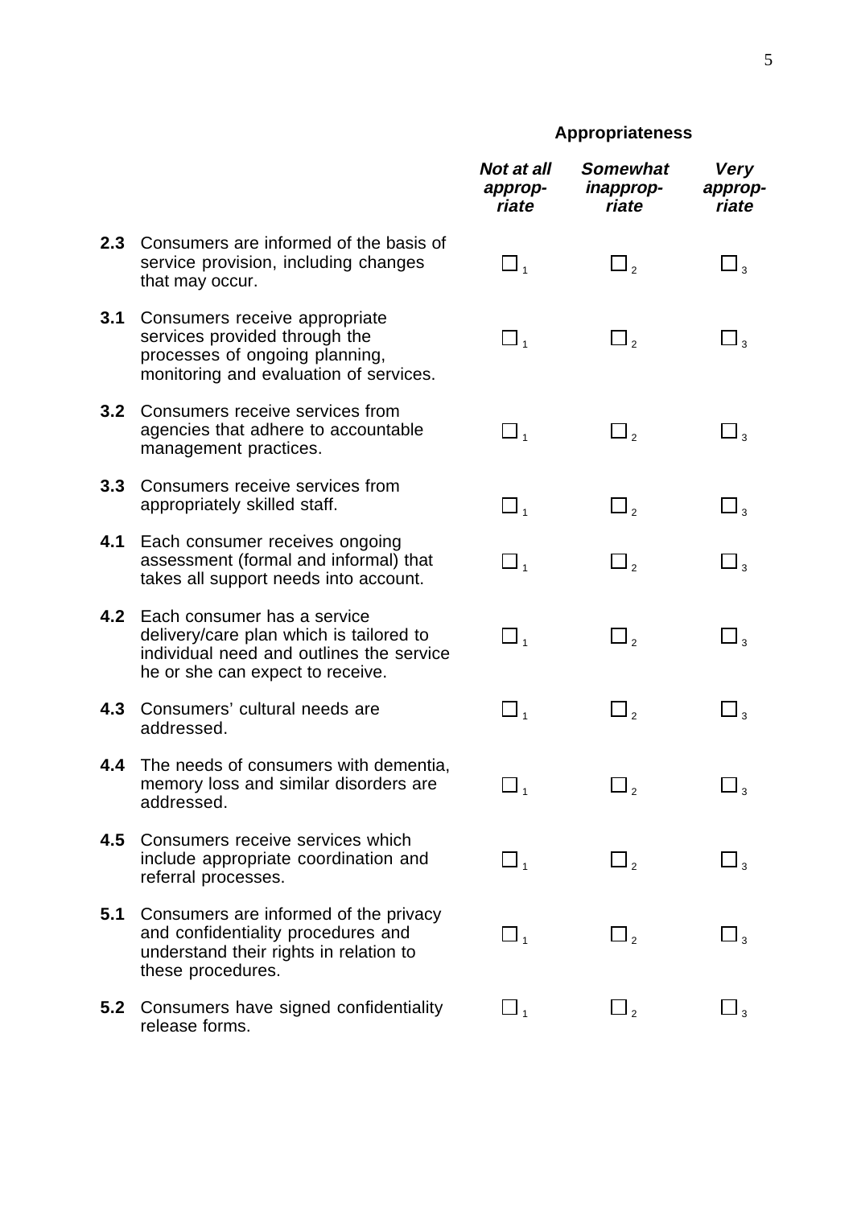| | | Appropriateness | | |
|---|---|---|---|---|
| | | ***Not at all appropriate*** | ***Somewhat inappropriate*** | ***Very appropriate*** |
| **2.3** | Consumers are informed of the basis of service provision, including changes that may occur. | ☐ 1 | ☐ 2 | ☐ 3 |
| **3.1** | Consumers receive appropriate services provided through the processes of ongoing planning, monitoring and evaluation of services. | ☐ 1 | ☐ 2 | ☐ 3 |
| **3.2** | Consumers receive services from agencies that adhere to accountable management practices. | ☐ 1 | ☐ 2 | ☐ 3 |
| **3.3** | Consumers receive services from appropriately skilled staff. | ☐ 1 | ☐ 2 | ☐ 3 |
| **4.1** | Each consumer receives ongoing assessment (formal and informal) that takes all support needs into account. | ☐ 1 | ☐ 2 | ☐ 3 |
| **4.2** | Each consumer has a service delivery/care plan which is tailored to individual need and outlines the service he or she can expect to receive. | ☐ 1 | ☐ 2 | ☐ 3 |
| **4.3** | Consumers' cultural needs are addressed. | ☐ 1 | ☐ 2 | ☐ 3 |
| **4.4** | The needs of consumers with dementia, memory loss and similar disorders are addressed. | ☐ 1 | ☐ 2 | ☐ 3 |
| **4.5** | Consumers receive services which include appropriate coordination and referral processes. | ☐ 1 | ☐ 2 | ☐ 3 |
| **5.1** | Consumers are informed of the privacy and confidentiality procedures and understand their rights in relation to these procedures. | ☐ 1 | ☐ 2 | ☐ 3 |
| **5.2** | Consumers have signed confidentiality release forms. | ☐ 1 | ☐ 2 | ☐ 3 |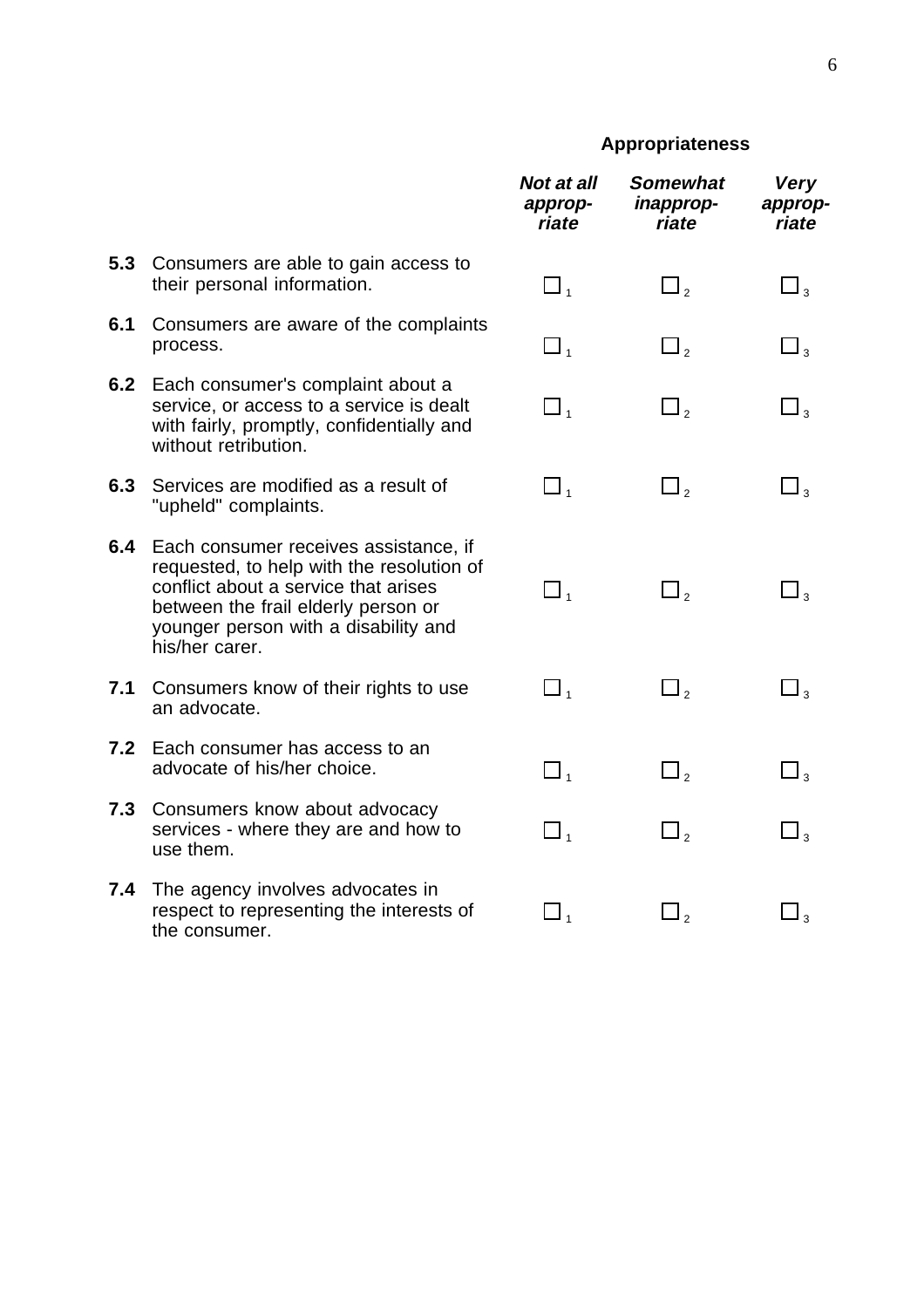| | | Appropriateness | | |
|---|---|---|---|---|
| | | ***Not at all approp-riate*** | ***Somewhat inapprop-riate*** | ***Very approp-riate*** |
| **5.3** | Consumers are able to gain access to their personal information. | ☐ 1 | ☐ 2 | ☐ 3 |
| **6.1** | Consumers are aware of the complaints process. | ☐ 1 | ☐ 2 | ☐ 3 |
| **6.2** | Each consumer's complaint about a service, or access to a service is dealt with fairly, promptly, confidentially and without retribution. | ☐ 1 | ☐ 2 | ☐ 3 |
| **6.3** | Services are modified as a result of "upheld" complaints. | ☐ 1 | ☐ 2 | ☐ 3 |
| **6.4** | Each consumer receives assistance, if requested, to help with the resolution of conflict about a service that arises between the frail elderly person or younger person with a disability and his/her carer. | ☐ 1 | ☐ 2 | ☐ 3 |
| **7.1** | Consumers know of their rights to use an advocate. | ☐ 1 | ☐ 2 | ☐ 3 |
| **7.2** | Each consumer has access to an advocate of his/her choice. | ☐ 1 | ☐ 2 | ☐ 3 |
| **7.3** | Consumers know about advocacy services - where they are and how to use them. | ☐ 1 | ☐ 2 | ☐ 3 |
| **7.4** | The agency involves advocates in respect to representing the interests of the consumer. | ☐ 1 | ☐ 2 | ☐ 3 |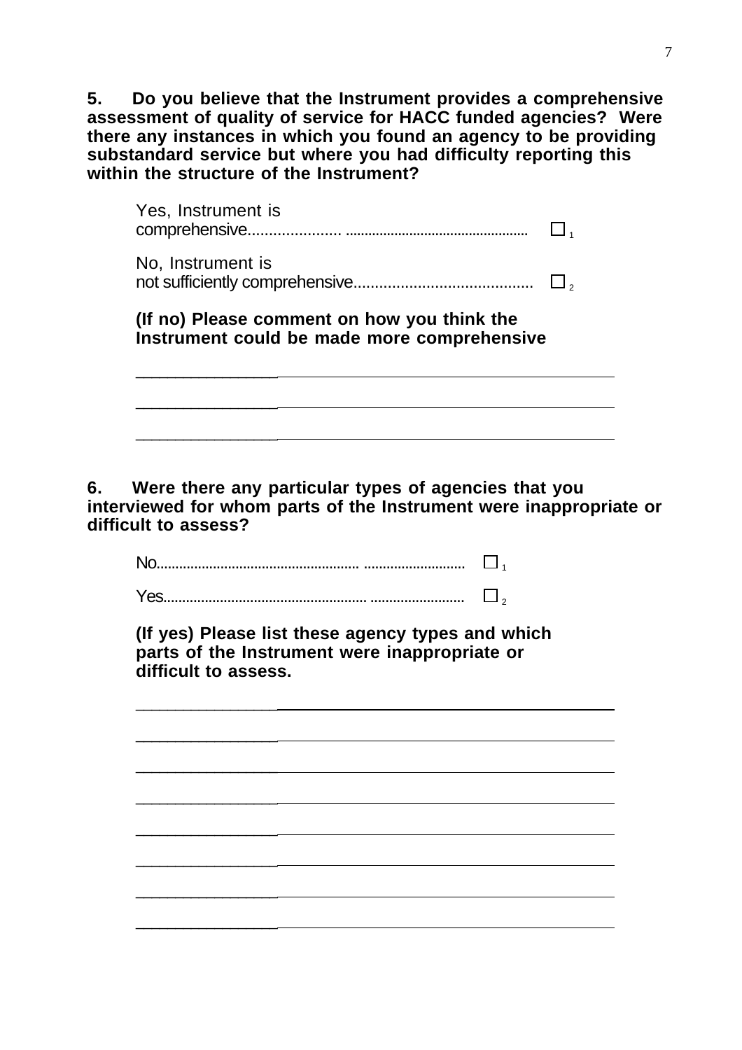**5. Do you believe that the Instrument provides a comprehensive assessment of quality of service for HACC funded agencies? Were there any instances in which you found an agency to be providing substandard service but where you had difficulty reporting this within the structure of the Instrument?**

Yes, Instrument is comprehensive.................................................................. ☐ 1

No, Instrument is not sufficiently comprehensive.......................................... ☐ 2

**(If no) Please comment on how you think the Instrument could be made more comprehensive**

\_\_\_\_\_\_\_\_\_\_\_\_\_\_\_\_\_\_\_\_\_\_\_\_\_\_\_\_\_\_\_\_\_\_\_\_\_\_\_\_\_\_\_\_\_\_\_\_\_\_\_\_\_\_\_\_

\_\_\_\_\_\_\_\_\_\_\_\_\_\_\_\_\_\_\_\_\_\_\_\_\_\_\_\_\_\_\_\_\_\_\_\_\_\_\_\_\_\_\_\_\_\_\_\_\_\_\_\_\_\_\_\_

\_\_\_\_\_\_\_\_\_\_\_\_\_\_\_\_\_\_\_\_\_\_\_\_\_\_\_\_\_\_\_\_\_\_\_\_\_\_\_\_\_\_\_\_\_\_\_\_\_\_\_\_\_\_\_\_

**6. Were there any particular types of agencies that you interviewed for whom parts of the Instrument were inappropriate or difficult to assess?**

No.............................................................................. ☐ 1

Yes............................................................................ ☐ 2

**(If yes) Please list these agency types and which parts of the Instrument were inappropriate or difficult to assess.**

\_\_\_\_\_\_\_\_\_\_\_\_\_\_\_\_\_\_\_\_\_\_\_\_\_\_\_\_\_\_\_\_\_\_\_\_\_\_\_\_\_\_\_\_\_\_\_\_\_\_\_\_\_\_\_\_

\_\_\_\_\_\_\_\_\_\_\_\_\_\_\_\_\_\_\_\_\_\_\_\_\_\_\_\_\_\_\_\_\_\_\_\_\_\_\_\_\_\_\_\_\_\_\_\_\_\_\_\_\_\_\_\_

\_\_\_\_\_\_\_\_\_\_\_\_\_\_\_\_\_\_\_\_\_\_\_\_\_\_\_\_\_\_\_\_\_\_\_\_\_\_\_\_\_\_\_\_\_\_\_\_\_\_\_\_\_\_\_\_

\_\_\_\_\_\_\_\_\_\_\_\_\_\_\_\_\_\_\_\_\_\_\_\_\_\_\_\_\_\_\_\_\_\_\_\_\_\_\_\_\_\_\_\_\_\_\_\_\_\_\_\_\_\_\_\_

\_\_\_\_\_\_\_\_\_\_\_\_\_\_\_\_\_\_\_\_\_\_\_\_\_\_\_\_\_\_\_\_\_\_\_\_\_\_\_\_\_\_\_\_\_\_\_\_\_\_\_\_\_\_\_\_

\_\_\_\_\_\_\_\_\_\_\_\_\_\_\_\_\_\_\_\_\_\_\_\_\_\_\_\_\_\_\_\_\_\_\_\_\_\_\_\_\_\_\_\_\_\_\_\_\_\_\_\_\_\_\_\_

\_\_\_\_\_\_\_\_\_\_\_\_\_\_\_\_\_\_\_\_\_\_\_\_\_\_\_\_\_\_\_\_\_\_\_\_\_\_\_\_\_\_\_\_\_\_\_\_\_\_\_\_\_\_\_\_

\_\_\_\_\_\_\_\_\_\_\_\_\_\_\_\_\_\_\_\_\_\_\_\_\_\_\_\_\_\_\_\_\_\_\_\_\_\_\_\_\_\_\_\_\_\_\_\_\_\_\_\_\_\_\_\_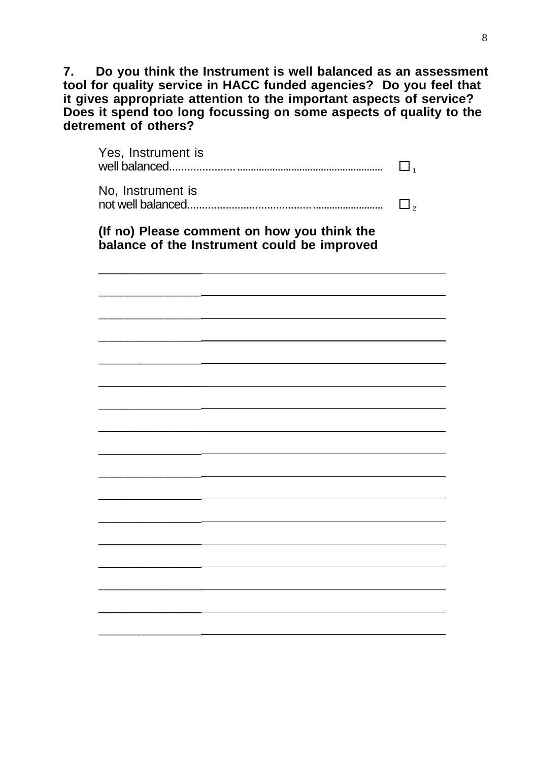**7. Do you think the Instrument is well balanced as an assessment tool for quality service in HACC funded agencies? Do you feel that it gives appropriate attention to the important aspects of service? Does it spend too long focussing on some aspects of quality to the detriment of others?**

Yes, Instrument is well balanced.................................................................... ☐ 1

No, Instrument is not well balanced............................................................... ☐ 2

**(If no) Please comment on how you think the balance of the Instrument could be improved**

_______________________________________________

_______________________________________________

_______________________________________________

_______________________________________________

_______________________________________________

_______________________________________________

_______________________________________________

_______________________________________________

_______________________________________________

_______________________________________________

_______________________________________________

_______________________________________________

_______________________________________________

_______________________________________________

_______________________________________________

_______________________________________________

_______________________________________________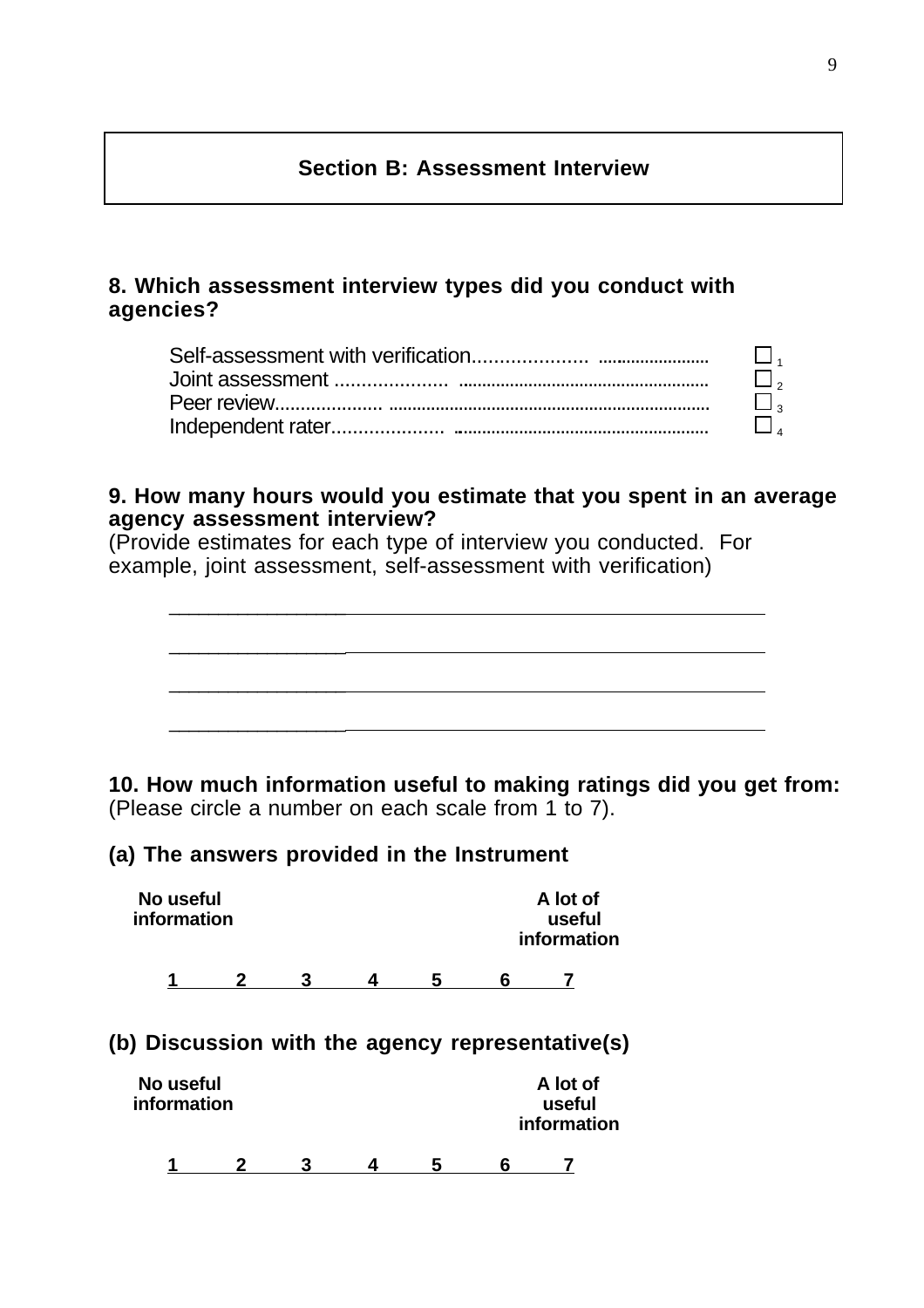## Section B: Assessment Interview

**8. Which assessment interview types did you conduct with agencies?**

- Self-assessment with verification.................................................. ☐ 1
- Joint assessment ..................................................................... ☐ 2
- Peer review.............................................................................. ☐ 3
- Independent rater.................................................................... ☐ 4

**9. How many hours would you estimate that you spent in an average agency assessment interview?**
(Provide estimates for each type of interview you conducted. For example, joint assessment, self-assessment with verification)

\_\_\_\_\_\_\_\_\_\_\_\_\_\_\_\_\_\_\_\_\_\_\_\_\_\_\_\_\_\_\_\_\_\_\_\_\_\_\_\_\_\_\_\_\_\_\_\_\_\_\_\_\_\_\_\_\_\_

\_\_\_\_\_\_\_\_\_\_\_\_\_\_\_\_\_\_\_\_\_\_\_\_\_\_\_\_\_\_\_\_\_\_\_\_\_\_\_\_\_\_\_\_\_\_\_\_\_\_\_\_\_\_\_\_\_\_

\_\_\_\_\_\_\_\_\_\_\_\_\_\_\_\_\_\_\_\_\_\_\_\_\_\_\_\_\_\_\_\_\_\_\_\_\_\_\_\_\_\_\_\_\_\_\_\_\_\_\_\_\_\_\_\_\_\_

\_\_\_\_\_\_\_\_\_\_\_\_\_\_\_\_\_\_\_\_\_\_\_\_\_\_\_\_\_\_\_\_\_\_\_\_\_\_\_\_\_\_\_\_\_\_\_\_\_\_\_\_\_\_\_\_\_\_

**10. How much information useful to making ratings did you get from:**
(Please circle a number on each scale from 1 to 7).

**(a) The answers provided in the Instrument**

| No useful information | | | | | | A lot of useful information |
|---|---|---|---|---|---|---|
| 1 | 2 | 3 | 4 | 5 | 6 | 7 |

**(b) Discussion with the agency representative(s)**

| No useful information | | | | | | A lot of useful information |
|---|---|---|---|---|---|---|
| 1 | 2 | 3 | 4 | 5 | 6 | 7 |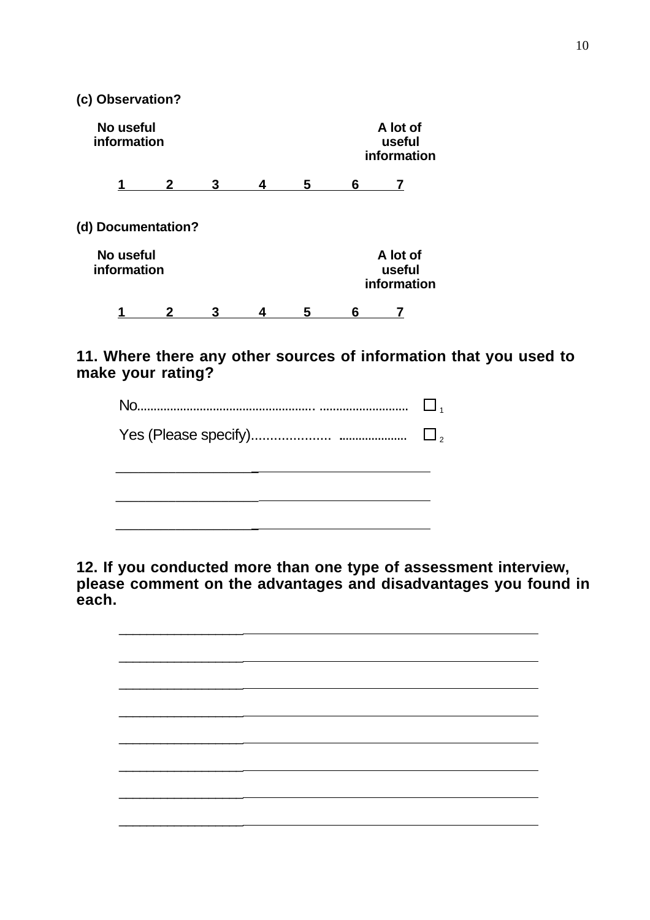**(c) Observation?**

| No useful information | | | | | | A lot of useful information |
|---|---|---|---|---|---|---|
| 1 | 2 | 3 | 4 | 5 | 6 | 7 |

**(d) Documentation?**

| No useful information | | | | | | A lot of useful information |
|---|---|---|---|---|---|---|
| 1 | 2 | 3 | 4 | 5 | 6 | 7 |

**11. Where there any other sources of information that you used to make your rating?**

No.................................................... .......................... ☐ 1

Yes (Please specify)..................... .................... ☐ 2

\_\_\_\_\_\_\_\_\_\_\_\_\_\_\_\_\_\_\_\_\_\_\_\_\_\_\_\_\_\_\_\_\_\_\_\_\_\_\_\_

\_\_\_\_\_\_\_\_\_\_\_\_\_\_\_\_\_\_\_\_\_\_\_\_\_\_\_\_\_\_\_\_\_\_\_\_\_\_\_\_

\_\_\_\_\_\_\_\_\_\_\_\_\_\_\_\_\_\_\_\_\_\_\_\_\_\_\_\_\_\_\_\_\_\_\_\_\_\_\_\_

**12. If you conducted more than one type of assessment interview, please comment on the advantages and disadvantages you found in each.**

\_\_\_\_\_\_\_\_\_\_\_\_\_\_\_\_\_\_\_\_\_\_\_\_\_\_\_\_\_\_\_\_\_\_\_\_\_\_\_\_\_\_\_\_\_\_\_\_\_\_

\_\_\_\_\_\_\_\_\_\_\_\_\_\_\_\_\_\_\_\_\_\_\_\_\_\_\_\_\_\_\_\_\_\_\_\_\_\_\_\_\_\_\_\_\_\_\_\_\_\_

\_\_\_\_\_\_\_\_\_\_\_\_\_\_\_\_\_\_\_\_\_\_\_\_\_\_\_\_\_\_\_\_\_\_\_\_\_\_\_\_\_\_\_\_\_\_\_\_\_\_

\_\_\_\_\_\_\_\_\_\_\_\_\_\_\_\_\_\_\_\_\_\_\_\_\_\_\_\_\_\_\_\_\_\_\_\_\_\_\_\_\_\_\_\_\_\_\_\_\_\_

\_\_\_\_\_\_\_\_\_\_\_\_\_\_\_\_\_\_\_\_\_\_\_\_\_\_\_\_\_\_\_\_\_\_\_\_\_\_\_\_\_\_\_\_\_\_\_\_\_\_

\_\_\_\_\_\_\_\_\_\_\_\_\_\_\_\_\_\_\_\_\_\_\_\_\_\_\_\_\_\_\_\_\_\_\_\_\_\_\_\_\_\_\_\_\_\_\_\_\_\_

\_\_\_\_\_\_\_\_\_\_\_\_\_\_\_\_\_\_\_\_\_\_\_\_\_\_\_\_\_\_\_\_\_\_\_\_\_\_\_\_\_\_\_\_\_\_\_\_\_\_

\_\_\_\_\_\_\_\_\_\_\_\_\_\_\_\_\_\_\_\_\_\_\_\_\_\_\_\_\_\_\_\_\_\_\_\_\_\_\_\_\_\_\_\_\_\_\_\_\_\_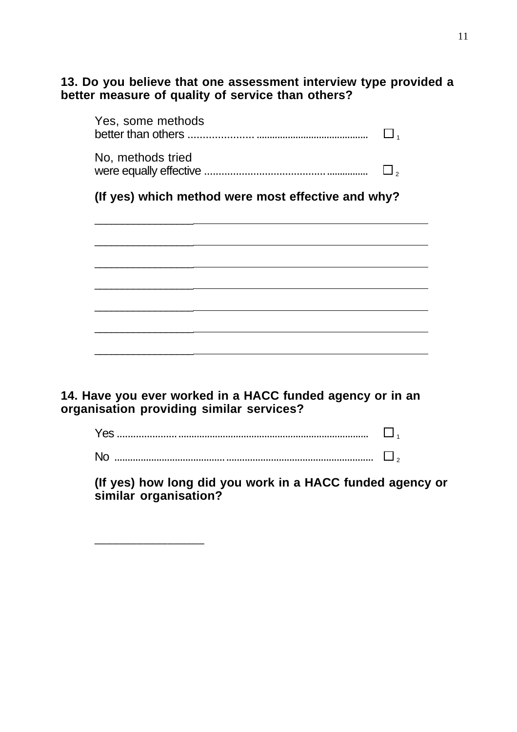**13. Do you believe that one assessment interview type provided a better measure of quality of service than others?**

Yes, some methods better than others .......................................................... ☐ 1

No, methods tried were equally effective .......................................................... ☐ 2

**(If yes) which method were most effective and why?**

\_\_\_\_\_\_\_\_\_\_\_\_\_\_\_\_\_\_\_\_\_\_\_\_\_\_\_\_\_\_\_\_\_\_\_\_\_\_\_\_\_\_\_\_\_\_\_\_\_\_\_\_\_\_\_\_

\_\_\_\_\_\_\_\_\_\_\_\_\_\_\_\_\_\_\_\_\_\_\_\_\_\_\_\_\_\_\_\_\_\_\_\_\_\_\_\_\_\_\_\_\_\_\_\_\_\_\_\_\_\_\_\_

\_\_\_\_\_\_\_\_\_\_\_\_\_\_\_\_\_\_\_\_\_\_\_\_\_\_\_\_\_\_\_\_\_\_\_\_\_\_\_\_\_\_\_\_\_\_\_\_\_\_\_\_\_\_\_\_

\_\_\_\_\_\_\_\_\_\_\_\_\_\_\_\_\_\_\_\_\_\_\_\_\_\_\_\_\_\_\_\_\_\_\_\_\_\_\_\_\_\_\_\_\_\_\_\_\_\_\_\_\_\_\_\_

\_\_\_\_\_\_\_\_\_\_\_\_\_\_\_\_\_\_\_\_\_\_\_\_\_\_\_\_\_\_\_\_\_\_\_\_\_\_\_\_\_\_\_\_\_\_\_\_\_\_\_\_\_\_\_\_

\_\_\_\_\_\_\_\_\_\_\_\_\_\_\_\_\_\_\_\_\_\_\_\_\_\_\_\_\_\_\_\_\_\_\_\_\_\_\_\_\_\_\_\_\_\_\_\_\_\_\_\_\_\_\_\_

\_\_\_\_\_\_\_\_\_\_\_\_\_\_\_\_\_\_\_\_\_\_\_\_\_\_\_\_\_\_\_\_\_\_\_\_\_\_\_\_\_\_\_\_\_\_\_\_\_\_\_\_\_\_\_\_

**14. Have you ever worked in a HACC funded agency or in an organisation providing similar services?**

Yes .......................................................................................... ☐ 1

No .......................................................................................... ☐ 2

**(If yes) how long did you work in a HACC funded agency or similar organisation?**

\_\_\_\_\_\_\_\_\_\_\_\_\_\_\_\_\_\_\_\_